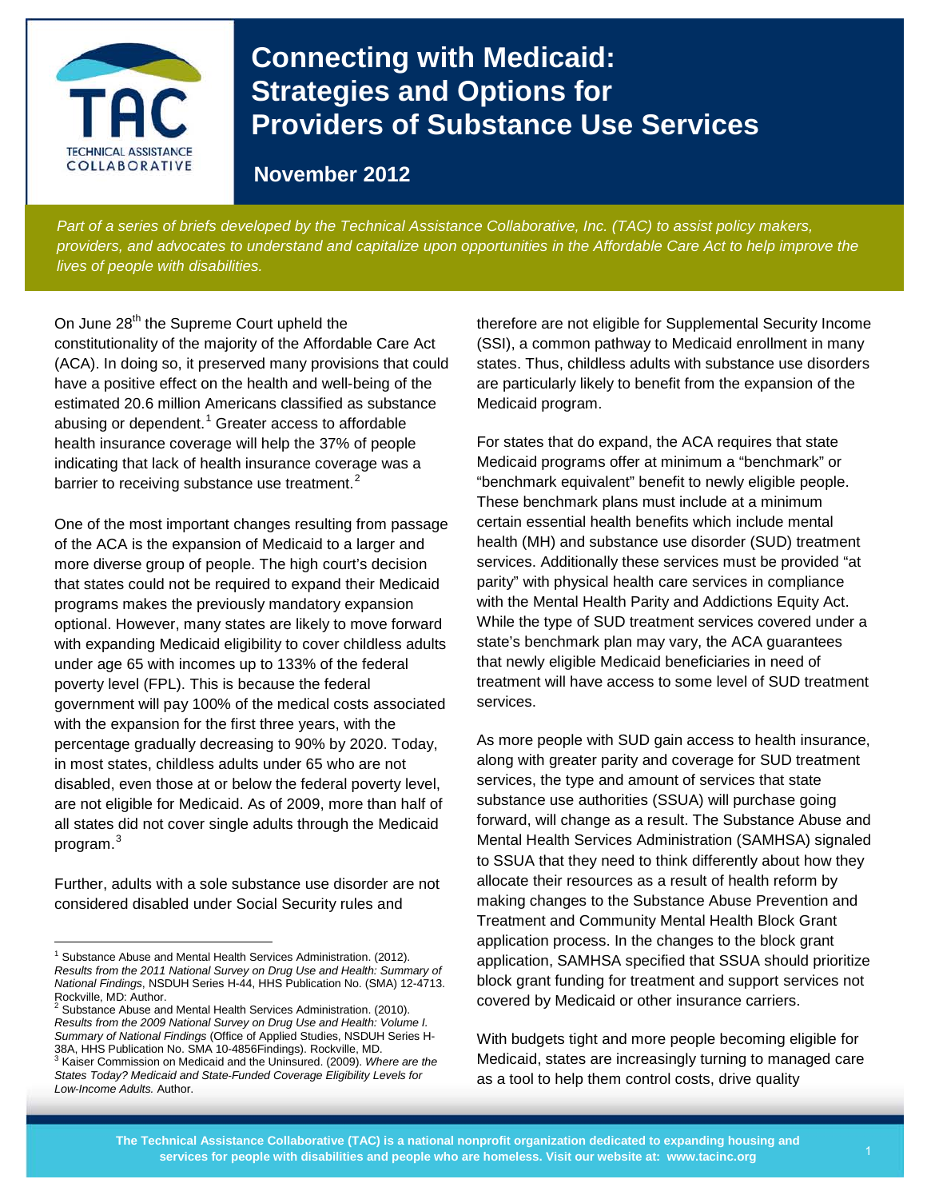# Connecting with Medicaid: Strategies and Options for Providers of Substance Use Services

## November 2012

*Part of a series of briefs developed by the Technical Assistance Collaborative, Inc. (TAC) to assist policy makers, providers, and advocates to understand and capitalize upon opportunities in the Affordable Care Act to help improve the lives of people with disabilities.*

On June 28th the Supreme Court upheld the constitutionality of the majority of the Affordable Care Act (ACA). In doing so, it preserved many provisions that could have a positive effect on the health and well-being of the estimated 20.6 million Americans classified as substance abusing or dependent.[1] Greater access to affordable health insurance coverage will help the 37% of people indicating that lack of health insurance coverage was a barrier to receiving substance use treatment.[2]

One of the most important changes resulting from passage of the ACA is the expansion of Medicaid to a larger and more diverse group of people. The high court's decision that states could not be required to expand their Medicaid programs makes the previously mandatory expansion optional. However, many states are likely to move forward with expanding Medicaid eligibility to cover childless adults under age 65 with incomes up to 133% of the federal poverty level (FPL). This is because the federal government will pay 100% of the medical costs associated with the expansion for the first three years, with the percentage gradually decreasing to 90% by 2020. Today, in most states, childless adults under 65 who are not disabled, even those at or below the federal poverty level, are not eligible for Medicaid. As of 2009, more than half of all states did not cover single adults through the Medicaid program.[3]

Further, adults with a sole substance use disorder are not considered disabled under Social Security rules and therefore are not eligible for Supplemental Security Income (SSI), a common pathway to Medicaid enrollment in many states. Thus, childless adults with substance use disorders are particularly likely to benefit from the expansion of the Medicaid program.

For states that do expand, the ACA requires that state Medicaid programs offer at minimum a "benchmark" or "benchmark equivalent" benefit to newly eligible people. These benchmark plans must include at a minimum certain essential health benefits which include mental health (MH) and substance use disorder (SUD) treatment services. Additionally these services must be provided "at parity" with physical health care services in compliance with the Mental Health Parity and Addictions Equity Act. While the type of SUD treatment services covered under a state's benchmark plan may vary, the ACA guarantees that newly eligible Medicaid beneficiaries in need of treatment will have access to some level of SUD treatment services.

As more people with SUD gain access to health insurance, along with greater parity and coverage for SUD treatment services, the type and amount of services that state substance use authorities (SSUA) will purchase going forward, will change as a result. The Substance Abuse and Mental Health Services Administration (SAMHSA) signaled to SSUA that they need to think differently about how they allocate their resources as a result of health reform by making changes to the Substance Abuse Prevention and Treatment and Community Mental Health Block Grant application process. In the changes to the block grant application, SAMHSA specified that SSUA should prioritize block grant funding for treatment and support services not covered by Medicaid or other insurance carriers.

With budgets tight and more people becoming eligible for Medicaid, states are increasingly turning to managed care as a tool to help them control costs, drive quality

---

[1] Substance Abuse and Mental Health Services Administration. (2012). *Results from the 2011 National Survey on Drug Use and Health: Summary of National Findings*, NSDUH Series H-44, HHS Publication No. (SMA) 12-4713. Rockville, MD: Author.

[2] Substance Abuse and Mental Health Services Administration. (2010). *Results from the 2009 National Survey on Drug Use and Health: Volume I. Summary of National Findings* (Office of Applied Studies, NSDUH Series H-38A, HHS Publication No. SMA 10-4856Findings). Rockville, MD.

[3] Kaiser Commission on Medicaid and the Uninsured. (2009). *Where are the States Today? Medicaid and State-Funded Coverage Eligibility Levels for Low-Income Adults.* Author.

**The Technical Assistance Collaborative (TAC) is a national nonprofit organization dedicated to expanding housing and services for people with disabilities and people who are homeless. Visit our website at: www.tacinc.org**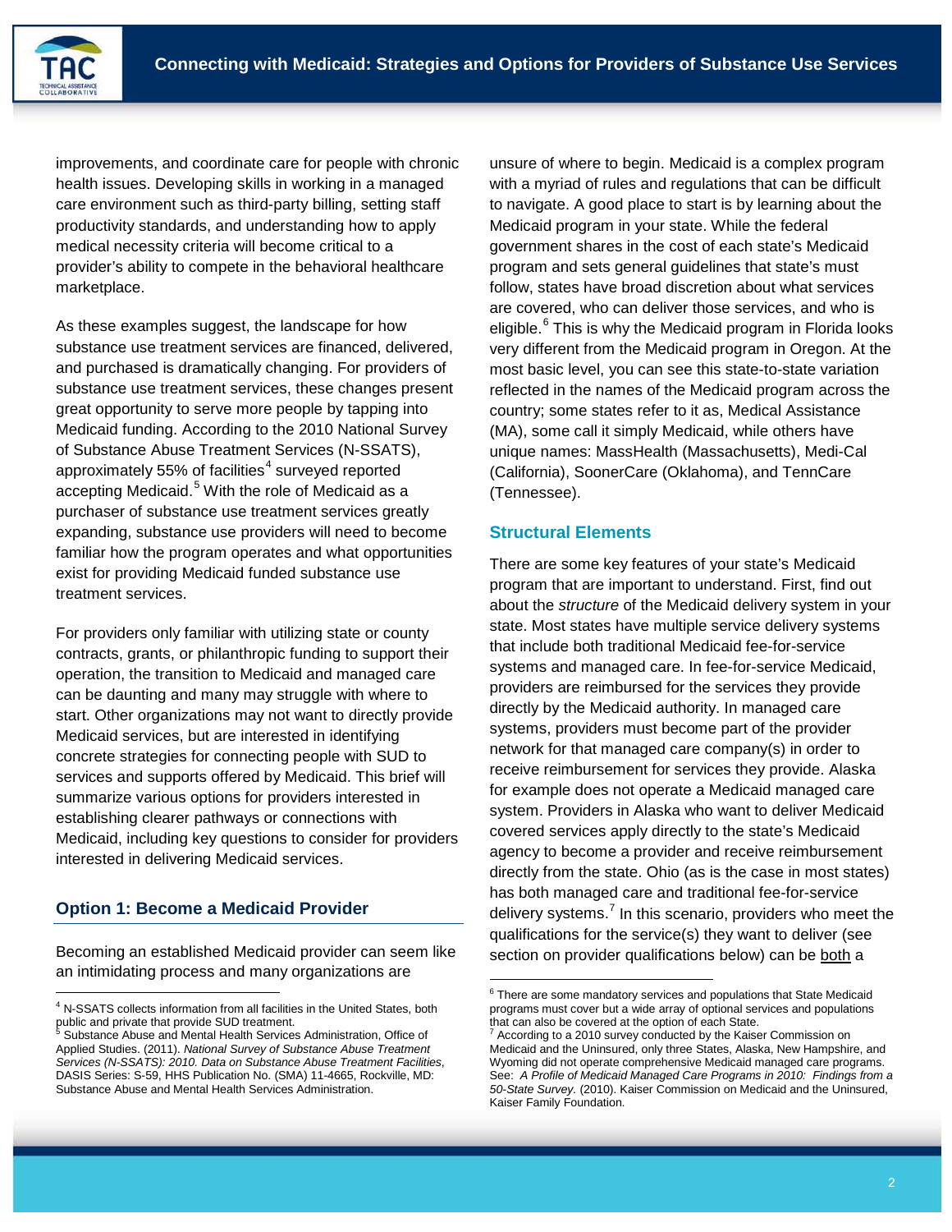improvements, and coordinate care for people with chronic health issues. Developing skills in working in a managed care environment such as third-party billing, setting staff productivity standards, and understanding how to apply medical necessity criteria will become critical to a provider's ability to compete in the behavioral healthcare marketplace.

As these examples suggest, the landscape for how substance use treatment services are financed, delivered, and purchased is dramatically changing. For providers of substance use treatment services, these changes present great opportunity to serve more people by tapping into Medicaid funding. According to the 2010 National Survey of Substance Abuse Treatment Services (N-SSATS), approximately 55% of facilities[4] surveyed reported accepting Medicaid.[5] With the role of Medicaid as a purchaser of substance use treatment services greatly expanding, substance use providers will need to become familiar how the program operates and what opportunities exist for providing Medicaid funded substance use treatment services.

For providers only familiar with utilizing state or county contracts, grants, or philanthropic funding to support their operation, the transition to Medicaid and managed care can be daunting and many may struggle with where to start. Other organizations may not want to directly provide Medicaid services, but are interested in identifying concrete strategies for connecting people with SUD to services and supports offered by Medicaid. This brief will summarize various options for providers interested in establishing clearer pathways or connections with Medicaid, including key questions to consider for providers interested in delivering Medicaid services.

## Option 1: Become a Medicaid Provider

Becoming an established Medicaid provider can seem like an intimidating process and many organizations are unsure of where to begin. Medicaid is a complex program with a myriad of rules and regulations that can be difficult to navigate. A good place to start is by learning about the Medicaid program in your state. While the federal government shares in the cost of each state's Medicaid program and sets general guidelines that state's must follow, states have broad discretion about what services are covered, who can deliver those services, and who is eligible.[6] This is why the Medicaid program in Florida looks very different from the Medicaid program in Oregon. At the most basic level, you can see this state-to-state variation reflected in the names of the Medicaid program across the country; some states refer to it as, Medical Assistance (MA), some call it simply Medicaid, while others have unique names: MassHealth (Massachusetts), Medi-Cal (California), SoonerCare (Oklahoma), and TennCare (Tennessee).

### Structural Elements

There are some key features of your state's Medicaid program that are important to understand. First, find out about the *structure* of the Medicaid delivery system in your state. Most states have multiple service delivery systems that include both traditional Medicaid fee-for-service systems and managed care. In fee-for-service Medicaid, providers are reimbursed for the services they provide directly by the Medicaid authority. In managed care systems, providers must become part of the provider network for that managed care company(s) in order to receive reimbursement for services they provide. Alaska for example does not operate a Medicaid managed care system. Providers in Alaska who want to deliver Medicaid covered services apply directly to the state's Medicaid agency to become a provider and receive reimbursement directly from the state. Ohio (as is the case in most states) has both managed care and traditional fee-for-service delivery systems.[7] In this scenario, providers who meet the qualifications for the service(s) they want to deliver (see section on provider qualifications below) can be both a

---

[4] N-SSATS collects information from all facilities in the United States, both public and private that provide SUD treatment.

[5] Substance Abuse and Mental Health Services Administration, Office of Applied Studies. (2011). *National Survey of Substance Abuse Treatment Services (N-SSATS): 2010. Data on Substance Abuse Treatment Facilities*, DASIS Series: S-59, HHS Publication No. (SMA) 11-4665, Rockville, MD: Substance Abuse and Mental Health Services Administration.

[6] There are some mandatory services and populations that State Medicaid programs must cover but a wide array of optional services and populations that can also be covered at the option of each State.

[7] According to a 2010 survey conducted by the Kaiser Commission on Medicaid and the Uninsured, only three States, Alaska, New Hampshire, and Wyoming did not operate comprehensive Medicaid managed care programs. See: *A Profile of Medicaid Managed Care Programs in 2010: Findings from a 50-State Survey.* (2010). Kaiser Commission on Medicaid and the Uninsured, Kaiser Family Foundation.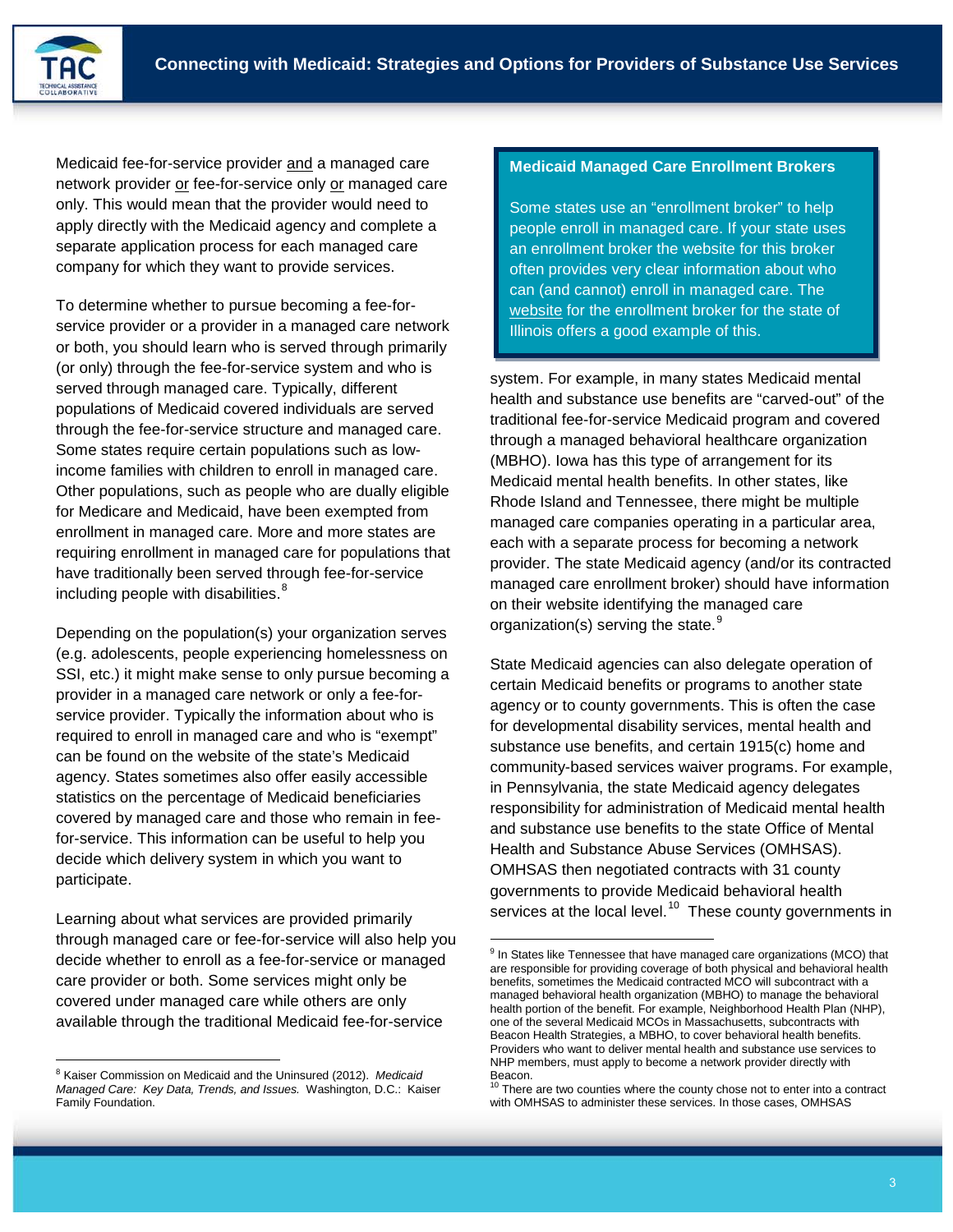Medicaid fee-for-service provider and a managed care network provider or fee-for-service only or managed care only. This would mean that the provider would need to apply directly with the Medicaid agency and complete a separate application process for each managed care company for which they want to provide services.

To determine whether to pursue becoming a fee-for-service provider or a provider in a managed care network or both, you should learn who is served through primarily (or only) through the fee-for-service system and who is served through managed care. Typically, different populations of Medicaid covered individuals are served through the fee-for-service structure and managed care. Some states require certain populations such as low-income families with children to enroll in managed care. Other populations, such as people who are dually eligible for Medicare and Medicaid, have been exempted from enrollment in managed care. More and more states are requiring enrollment in managed care for populations that have traditionally been served through fee-for-service including people with disabilities.[8]

Depending on the population(s) your organization serves (e.g. adolescents, people experiencing homelessness on SSI, etc.) it might make sense to only pursue becoming a provider in a managed care network or only a fee-for-service provider. Typically the information about who is required to enroll in managed care and who is "exempt" can be found on the website of the state's Medicaid agency. States sometimes also offer easily accessible statistics on the percentage of Medicaid beneficiaries covered by managed care and those who remain in fee-for-service. This information can be useful to help you decide which delivery system in which you want to participate.

Learning about what services are provided primarily through managed care or fee-for-service will also help you decide whether to enroll as a fee-for-service or managed care provider or both. Some services might only be covered under managed care while others are only available through the traditional Medicaid fee-for-service system. For example, in many states Medicaid mental health and substance use benefits are "carved-out" of the traditional fee-for-service Medicaid program and covered through a managed behavioral healthcare organization (MBHO). Iowa has this type of arrangement for its Medicaid mental health benefits. In other states, like Rhode Island and Tennessee, there might be multiple managed care companies operating in a particular area, each with a separate process for becoming a network provider. The state Medicaid agency (and/or its contracted managed care enrollment broker) should have information on their website identifying the managed care organization(s) serving the state.[9]

**Medicaid Managed Care Enrollment Brokers**

Some states use an "enrollment broker" to help people enroll in managed care. If your state uses an enrollment broker the website for this broker often provides very clear information about who can (and cannot) enroll in managed care. The website for the enrollment broker for the state of Illinois offers a good example of this.

State Medicaid agencies can also delegate operation of certain Medicaid benefits or programs to another state agency or to county governments. This is often the case for developmental disability services, mental health and substance use benefits, and certain 1915(c) home and community-based services waiver programs. For example, in Pennsylvania, the state Medicaid agency delegates responsibility for administration of Medicaid mental health and substance use benefits to the state Office of Mental Health and Substance Abuse Services (OMHSAS). OMHSAS then negotiated contracts with 31 county governments to provide Medicaid behavioral health services at the local level.[10] These county governments in

---

[8] Kaiser Commission on Medicaid and the Uninsured (2012). *Medicaid Managed Care: Key Data, Trends, and Issues.* Washington, D.C.: Kaiser Family Foundation.

[9] In States like Tennessee that have managed care organizations (MCO) that are responsible for providing coverage of both physical and behavioral health benefits, sometimes the Medicaid contracted MCO will subcontract with a managed behavioral health organization (MBHO) to manage the behavioral health portion of the benefit. For example, Neighborhood Health Plan (NHP), one of the several Medicaid MCOs in Massachusetts, subcontracts with Beacon Health Strategies, a MBHO, to cover behavioral health benefits. Providers who want to deliver mental health and substance use services to NHP members, must apply to become a network provider directly with Beacon.

[10] There are two counties where the county chose not to enter into a contract with OMHSAS to administer these services. In those cases, OMHSAS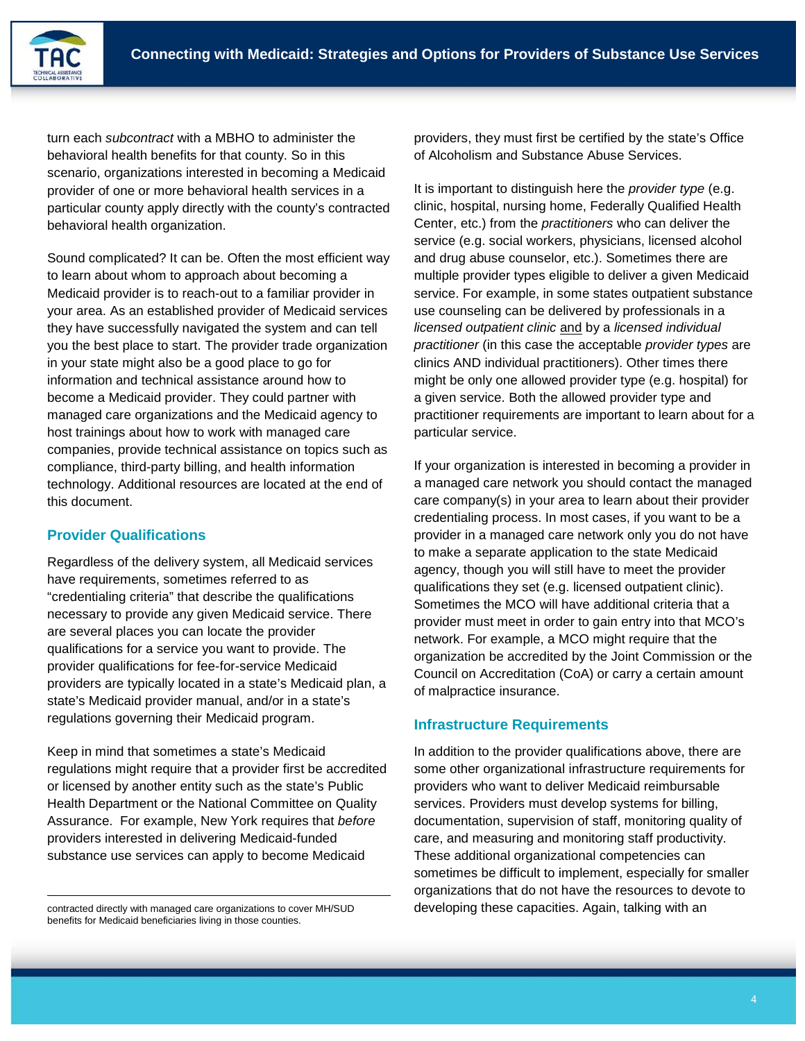turn each *subcontract* with a MBHO to administer the behavioral health benefits for that county. So in this scenario, organizations interested in becoming a Medicaid provider of one or more behavioral health services in a particular county apply directly with the county's contracted behavioral health organization.

Sound complicated? It can be. Often the most efficient way to learn about whom to approach about becoming a Medicaid provider is to reach-out to a familiar provider in your area. As an established provider of Medicaid services they have successfully navigated the system and can tell you the best place to start. The provider trade organization in your state might also be a good place to go for information and technical assistance around how to become a Medicaid provider. They could partner with managed care organizations and the Medicaid agency to host trainings about how to work with managed care companies, provide technical assistance on topics such as compliance, third-party billing, and health information technology. Additional resources are located at the end of this document.

## Provider Qualifications

Regardless of the delivery system, all Medicaid services have requirements, sometimes referred to as "credentialing criteria" that describe the qualifications necessary to provide any given Medicaid service. There are several places you can locate the provider qualifications for a service you want to provide. The provider qualifications for fee-for-service Medicaid providers are typically located in a state's Medicaid plan, a state's Medicaid provider manual, and/or in a state's regulations governing their Medicaid program.

Keep in mind that sometimes a state's Medicaid regulations might require that a provider first be accredited or licensed by another entity such as the state's Public Health Department or the National Committee on Quality Assurance. For example, New York requires that *before* providers interested in delivering Medicaid-funded substance use services can apply to become Medicaid providers, they must first be certified by the state's Office of Alcoholism and Substance Abuse Services.

It is important to distinguish here the *provider type* (e.g. clinic, hospital, nursing home, Federally Qualified Health Center, etc.) from the *practitioners* who can deliver the service (e.g. social workers, physicians, licensed alcohol and drug abuse counselor, etc.). Sometimes there are multiple provider types eligible to deliver a given Medicaid service. For example, in some states outpatient substance use counseling can be delivered by professionals in a *licensed outpatient clinic* and by a *licensed individual practitioner* (in this case the acceptable *provider types* are clinics AND individual practitioners). Other times there might be only one allowed provider type (e.g. hospital) for a given service. Both the allowed provider type and practitioner requirements are important to learn about for a particular service.

If your organization is interested in becoming a provider in a managed care network you should contact the managed care company(s) in your area to learn about their provider credentialing process. In most cases, if you want to be a provider in a managed care network only you do not have to make a separate application to the state Medicaid agency, though you will still have to meet the provider qualifications they set (e.g. licensed outpatient clinic). Sometimes the MCO will have additional criteria that a provider must meet in order to gain entry into that MCO's network. For example, a MCO might require that the organization be accredited by the Joint Commission or the Council on Accreditation (CoA) or carry a certain amount of malpractice insurance.

## Infrastructure Requirements

In addition to the provider qualifications above, there are some other organizational infrastructure requirements for providers who want to deliver Medicaid reimbursable services. Providers must develop systems for billing, documentation, supervision of staff, monitoring quality of care, and measuring and monitoring staff productivity. These additional organizational competencies can sometimes be difficult to implement, especially for smaller organizations that do not have the resources to devote to developing these capacities. Again, talking with an

---

contracted directly with managed care organizations to cover MH/SUD benefits for Medicaid beneficiaries living in those counties.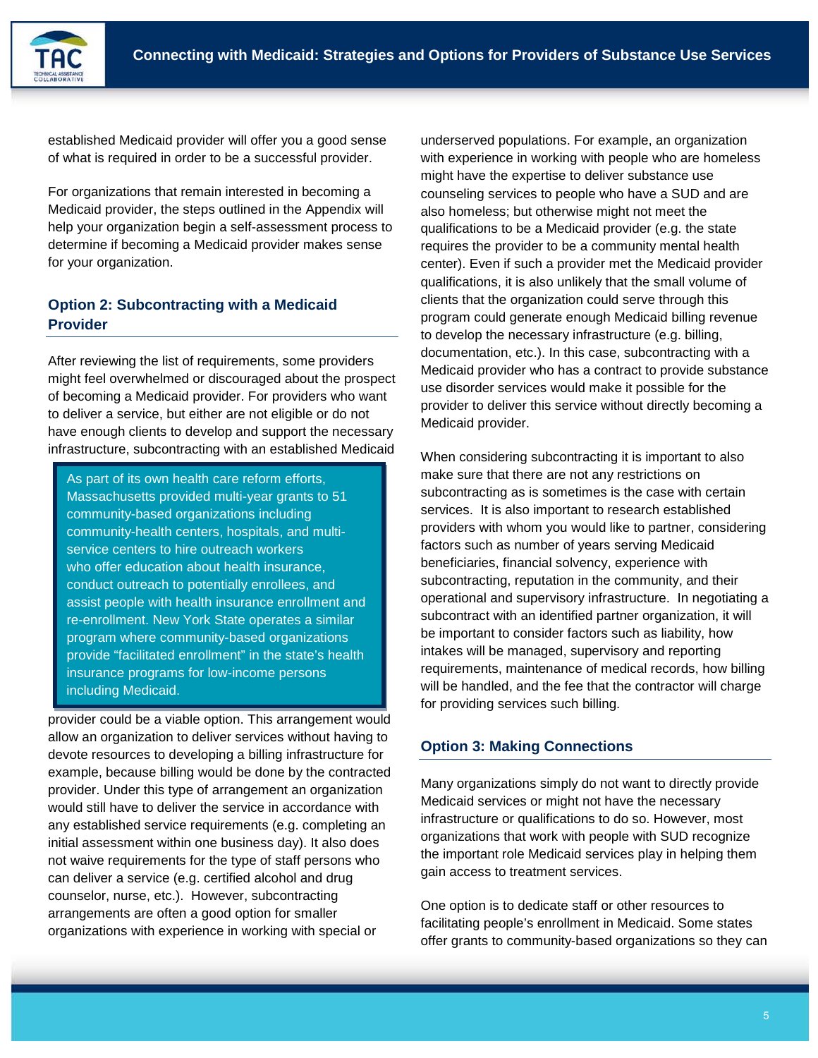established Medicaid provider will offer you a good sense of what is required in order to be a successful provider.

For organizations that remain interested in becoming a Medicaid provider, the steps outlined in the Appendix will help your organization begin a self-assessment process to determine if becoming a Medicaid provider makes sense for your organization.

### Option 2: Subcontracting with a Medicaid Provider

After reviewing the list of requirements, some providers might feel overwhelmed or discouraged about the prospect of becoming a Medicaid provider. For providers who want to deliver a service, but either are not eligible or do not have enough clients to develop and support the necessary infrastructure, subcontracting with an established Medicaid provider could be a viable option. This arrangement would allow an organization to deliver services without having to devote resources to developing a billing infrastructure for example, because billing would be done by the contracted provider. Under this type of arrangement an organization would still have to deliver the service in accordance with any established service requirements (e.g. completing an initial assessment within one business day). It also does not waive requirements for the type of staff persons who can deliver a service (e.g. certified alcohol and drug counselor, nurse, etc.). However, subcontracting arrangements are often a good option for smaller organizations with experience in working with special or underserved populations. For example, an organization with experience in working with people who are homeless might have the expertise to deliver substance use counseling services to people who have a SUD and are also homeless; but otherwise might not meet the qualifications to be a Medicaid provider (e.g. the state requires the provider to be a community mental health center). Even if such a provider met the Medicaid provider qualifications, it is also unlikely that the small volume of clients that the organization could serve through this program could generate enough Medicaid billing revenue to develop the necessary infrastructure (e.g. billing, documentation, etc.). In this case, subcontracting with a Medicaid provider who has a contract to provide substance use disorder services would make it possible for the provider to deliver this service without directly becoming a Medicaid provider.

> As part of its own health care reform efforts, Massachusetts provided multi-year grants to 51 community-based organizations including community-health centers, hospitals, and multi-service centers to hire outreach workers who offer education about health insurance, conduct outreach to potentially enrollees, and assist people with health insurance enrollment and re-enrollment. New York State operates a similar program where community-based organizations provide "facilitated enrollment" in the state's health insurance programs for low-income persons including Medicaid.

When considering subcontracting it is important to also make sure that there are not any restrictions on subcontracting as is sometimes is the case with certain services. It is also important to research established providers with whom you would like to partner, considering factors such as number of years serving Medicaid beneficiaries, financial solvency, experience with subcontracting, reputation in the community, and their operational and supervisory infrastructure. In negotiating a subcontract with an identified partner organization, it will be important to consider factors such as liability, how intakes will be managed, supervisory and reporting requirements, maintenance of medical records, how billing will be handled, and the fee that the contractor will charge for providing services such billing.

### Option 3: Making Connections

Many organizations simply do not want to directly provide Medicaid services or might not have the necessary infrastructure or qualifications to do so. However, most organizations that work with people with SUD recognize the important role Medicaid services play in helping them gain access to treatment services.

One option is to dedicate staff or other resources to facilitating people's enrollment in Medicaid. Some states offer grants to community-based organizations so they can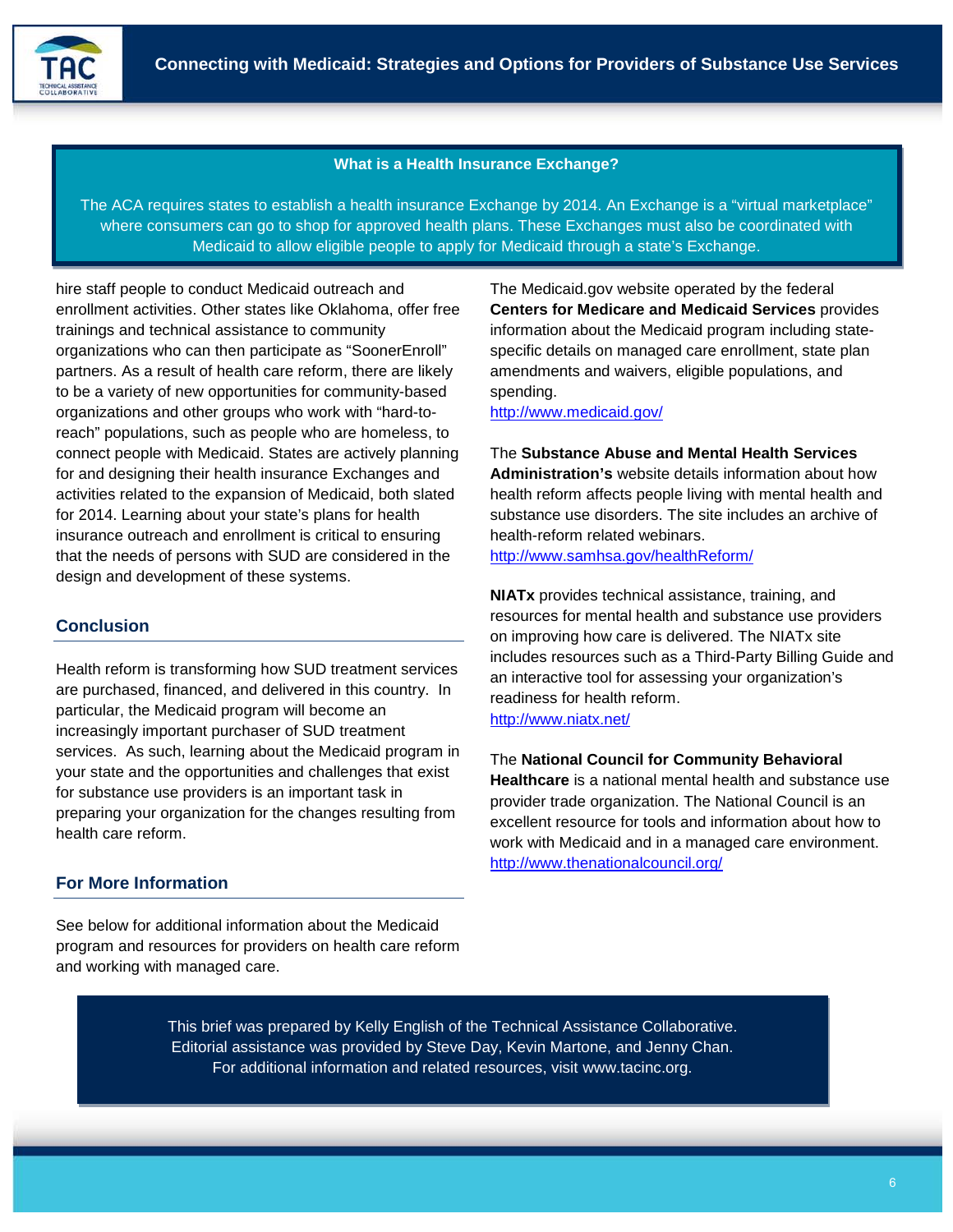**What is a Health Insurance Exchange?**

The ACA requires states to establish a health insurance Exchange by 2014. An Exchange is a "virtual marketplace" where consumers can go to shop for approved health plans. These Exchanges must also be coordinated with Medicaid to allow eligible people to apply for Medicaid through a state's Exchange.

hire staff people to conduct Medicaid outreach and enrollment activities. Other states like Oklahoma, offer free trainings and technical assistance to community organizations who can then participate as "SoonerEnroll" partners. As a result of health care reform, there are likely to be a variety of new opportunities for community-based organizations and other groups who work with "hard-to-reach" populations, such as people who are homeless, to connect people with Medicaid. States are actively planning for and designing their health insurance Exchanges and activities related to the expansion of Medicaid, both slated for 2014. Learning about your state's plans for health insurance outreach and enrollment is critical to ensuring that the needs of persons with SUD are considered in the design and development of these systems.

## Conclusion

Health reform is transforming how SUD treatment services are purchased, financed, and delivered in this country. In particular, the Medicaid program will become an increasingly important purchaser of SUD treatment services. As such, learning about the Medicaid program in your state and the opportunities and challenges that exist for substance use providers is an important task in preparing your organization for the changes resulting from health care reform.

## For More Information

See below for additional information about the Medicaid program and resources for providers on health care reform and working with managed care.

The Medicaid.gov website operated by the federal **Centers for Medicare and Medicaid Services** provides information about the Medicaid program including state-specific details on managed care enrollment, state plan amendments and waivers, eligible populations, and spending.
http://www.medicaid.gov/

The **Substance Abuse and Mental Health Services Administration's** website details information about how health reform affects people living with mental health and substance use disorders. The site includes an archive of health-reform related webinars.
http://www.samhsa.gov/healthReform/

**NIATx** provides technical assistance, training, and resources for mental health and substance use providers on improving how care is delivered. The NIATx site includes resources such as a Third-Party Billing Guide and an interactive tool for assessing your organization's readiness for health reform.
http://www.niatx.net/

The **National Council for Community Behavioral Healthcare** is a national mental health and substance use provider trade organization. The National Council is an excellent resource for tools and information about how to work with Medicaid and in a managed care environment.
http://www.thenationalcouncil.org/

This brief was prepared by Kelly English of the Technical Assistance Collaborative. Editorial assistance was provided by Steve Day, Kevin Martone, and Jenny Chan. For additional information and related resources, visit www.tacinc.org.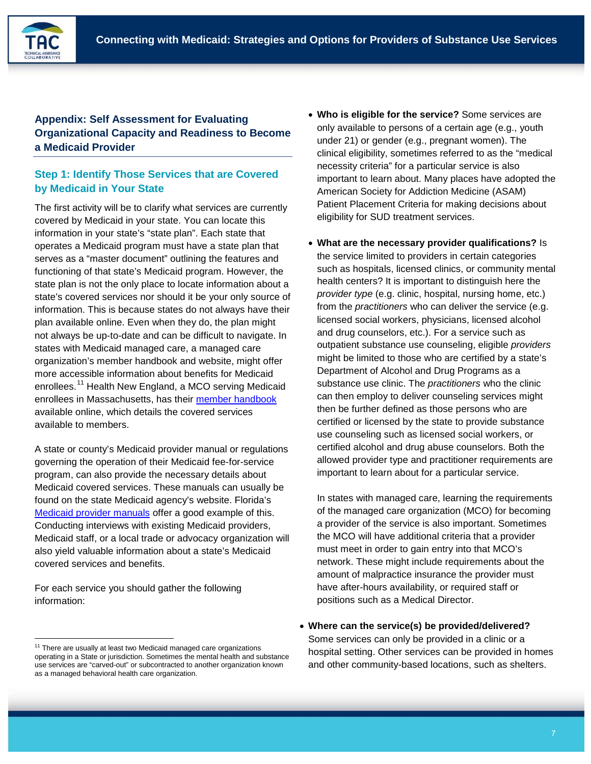## Appendix: Self Assessment for Evaluating Organizational Capacity and Readiness to Become a Medicaid Provider

### Step 1: Identify Those Services that are Covered by Medicaid in Your State

The first activity will be to clarify what services are currently covered by Medicaid in your state. You can locate this information in your state's "state plan". Each state that operates a Medicaid program must have a state plan that serves as a "master document" outlining the features and functioning of that state's Medicaid program. However, the state plan is not the only place to locate information about a state's covered services nor should it be your only source of information. This is because states do not always have their plan available online. Even when they do, the plan might not always be up-to-date and can be difficult to navigate. In states with Medicaid managed care, a managed care organization's member handbook and website, might offer more accessible information about benefits for Medicaid enrollees.[11] Health New England, a MCO serving Medicaid enrollees in Massachusetts, has their member handbook available online, which details the covered services available to members.

A state or county's Medicaid provider manual or regulations governing the operation of their Medicaid fee-for-service program, can also provide the necessary details about Medicaid covered services. These manuals can usually be found on the state Medicaid agency's website. Florida's Medicaid provider manuals offer a good example of this. Conducting interviews with existing Medicaid providers, Medicaid staff, or a local trade or advocacy organization will also yield valuable information about a state's Medicaid covered services and benefits.

For each service you should gather the following information:

- **Who is eligible for the service?** Some services are only available to persons of a certain age (e.g., youth under 21) or gender (e.g., pregnant women). The clinical eligibility, sometimes referred to as the "medical necessity criteria" for a particular service is also important to learn about. Many places have adopted the American Society for Addiction Medicine (ASAM) Patient Placement Criteria for making decisions about eligibility for SUD treatment services.

- **What are the necessary provider qualifications?** Is the service limited to providers in certain categories such as hospitals, licensed clinics, or community mental health centers? It is important to distinguish here the *provider type* (e.g. clinic, hospital, nursing home, etc.) from the *practitioners* who can deliver the service (e.g. licensed social workers, physicians, licensed alcohol and drug counselors, etc.). For a service such as outpatient substance use counseling, eligible *providers* might be limited to those who are certified by a state's Department of Alcohol and Drug Programs as a substance use clinic. The *practitioners* who the clinic can then employ to deliver counseling services might then be further defined as those persons who are certified or licensed by the state to provide substance use counseling such as licensed social workers, or certified alcohol and drug abuse counselors. Both the allowed provider type and practitioner requirements are important to learn about for a particular service.

  In states with managed care, learning the requirements of the managed care organization (MCO) for becoming a provider of the service is also important. Sometimes the MCO will have additional criteria that a provider must meet in order to gain entry into that MCO's network. These might include requirements about the amount of malpractice insurance the provider must have after-hours availability, or required staff or positions such as a Medical Director.

- **Where can the service(s) be provided/delivered?** Some services can only be provided in a clinic or a hospital setting. Other services can be provided in homes and other community-based locations, such as shelters.

---

[11] There are usually at least two Medicaid managed care organizations operating in a State or jurisdiction. Sometimes the mental health and substance use services are "carved-out" or subcontracted to another organization known as a managed behavioral health care organization.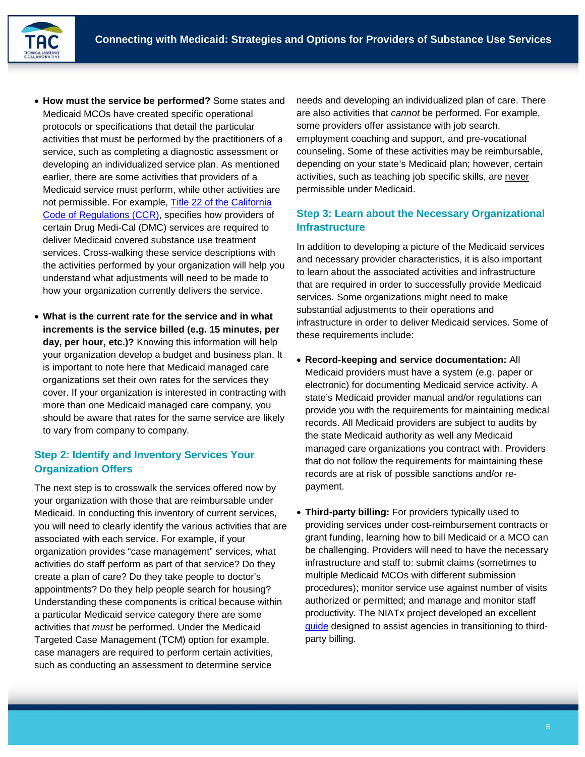- **How must the service be performed?** Some states and Medicaid MCOs have created specific operational protocols or specifications that detail the particular activities that must be performed by the practitioners of a service, such as completing a diagnostic assessment or developing an individualized service plan. As mentioned earlier, there are some activities that providers of a Medicaid service must perform, while other activities are not permissible. For example, Title 22 of the California Code of Regulations (CCR), specifies how providers of certain Drug Medi-Cal (DMC) services are required to deliver Medicaid covered substance use treatment services. Cross-walking these service descriptions with the activities performed by your organization will help you understand what adjustments will need to be made to how your organization currently delivers the service.

- **What is the current rate for the service and in what increments is the service billed (e.g. 15 minutes, per day, per hour, etc.)?** Knowing this information will help your organization develop a budget and business plan. It is important to note here that Medicaid managed care organizations set their own rates for the services they cover. If your organization is interested in contracting with more than one Medicaid managed care company, you should be aware that rates for the same service are likely to vary from company to company.

## Step 2: Identify and Inventory Services Your Organization Offers

The next step is to crosswalk the services offered now by your organization with those that are reimbursable under Medicaid. In conducting this inventory of current services, you will need to clearly identify the various activities that are associated with each service. For example, if your organization provides "case management" services, what activities do staff perform as part of that service? Do they create a plan of care? Do they take people to doctor's appointments? Do they help people search for housing? Understanding these components is critical because within a particular Medicaid service category there are some activities that *must* be performed. Under the Medicaid Targeted Case Management (TCM) option for example, case managers are required to perform certain activities, such as conducting an assessment to determine service needs and developing an individualized plan of care. There are also activities that *cannot* be performed. For example, some providers offer assistance with job search, employment coaching and support, and pre-vocational counseling. Some of these activities may be reimbursable, depending on your state's Medicaid plan; however, certain activities, such as teaching job specific skills, are never permissible under Medicaid.

## Step 3: Learn about the Necessary Organizational Infrastructure

In addition to developing a picture of the Medicaid services and necessary provider characteristics, it is also important to learn about the associated activities and infrastructure that are required in order to successfully provide Medicaid services. Some organizations might need to make substantial adjustments to their operations and infrastructure in order to deliver Medicaid services. Some of these requirements include:

- **Record-keeping and service documentation:** All Medicaid providers must have a system (e.g. paper or electronic) for documenting Medicaid service activity. A state's Medicaid provider manual and/or regulations can provide you with the requirements for maintaining medical records. All Medicaid providers are subject to audits by the state Medicaid authority as well any Medicaid managed care organizations you contract with. Providers that do not follow the requirements for maintaining these records are at risk of possible sanctions and/or re-payment.

- **Third-party billing:** For providers typically used to providing services under cost-reimbursement contracts or grant funding, learning how to bill Medicaid or a MCO can be challenging. Providers will need to have the necessary infrastructure and staff to: submit claims (sometimes to multiple Medicaid MCOs with different submission procedures); monitor service use against number of visits authorized or permitted; and manage and monitor staff productivity. The NIATx project developed an excellent guide designed to assist agencies in transitioning to third-party billing.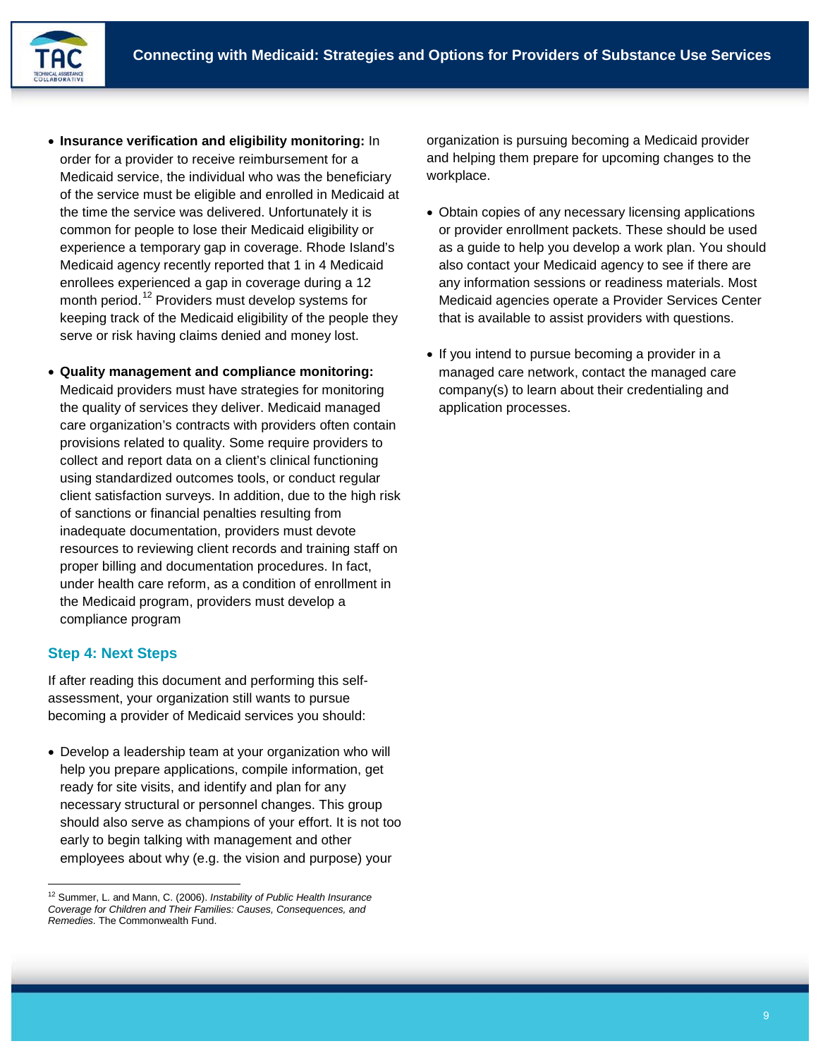- **Insurance verification and eligibility monitoring:** In order for a provider to receive reimbursement for a Medicaid service, the individual who was the beneficiary of the service must be eligible and enrolled in Medicaid at the time the service was delivered. Unfortunately it is common for people to lose their Medicaid eligibility or experience a temporary gap in coverage. Rhode Island's Medicaid agency recently reported that 1 in 4 Medicaid enrollees experienced a gap in coverage during a 12 month period.[12] Providers must develop systems for keeping track of the Medicaid eligibility of the people they serve or risk having claims denied and money lost.

- **Quality management and compliance monitoring:** Medicaid providers must have strategies for monitoring the quality of services they deliver. Medicaid managed care organization's contracts with providers often contain provisions related to quality. Some require providers to collect and report data on a client's clinical functioning using standardized outcomes tools, or conduct regular client satisfaction surveys. In addition, due to the high risk of sanctions or financial penalties resulting from inadequate documentation, providers must devote resources to reviewing client records and training staff on proper billing and documentation procedures. In fact, under health care reform, as a condition of enrollment in the Medicaid program, providers must develop a compliance program

### Step 4: Next Steps

If after reading this document and performing this self-assessment, your organization still wants to pursue becoming a provider of Medicaid services you should:

- Develop a leadership team at your organization who will help you prepare applications, compile information, get ready for site visits, and identify and plan for any necessary structural or personnel changes. This group should also serve as champions of your effort. It is not too early to begin talking with management and other employees about why (e.g. the vision and purpose) your organization is pursuing becoming a Medicaid provider and helping them prepare for upcoming changes to the workplace.

- Obtain copies of any necessary licensing applications or provider enrollment packets. These should be used as a guide to help you develop a work plan. You should also contact your Medicaid agency to see if there are any information sessions or readiness materials. Most Medicaid agencies operate a Provider Services Center that is available to assist providers with questions.

- If you intend to pursue becoming a provider in a managed care network, contact the managed care company(s) to learn about their credentialing and application processes.

---

[12] Summer, L. and Mann, C. (2006). *Instability of Public Health Insurance Coverage for Children and Their Families: Causes, Consequences, and Remedies.* The Commonwealth Fund.